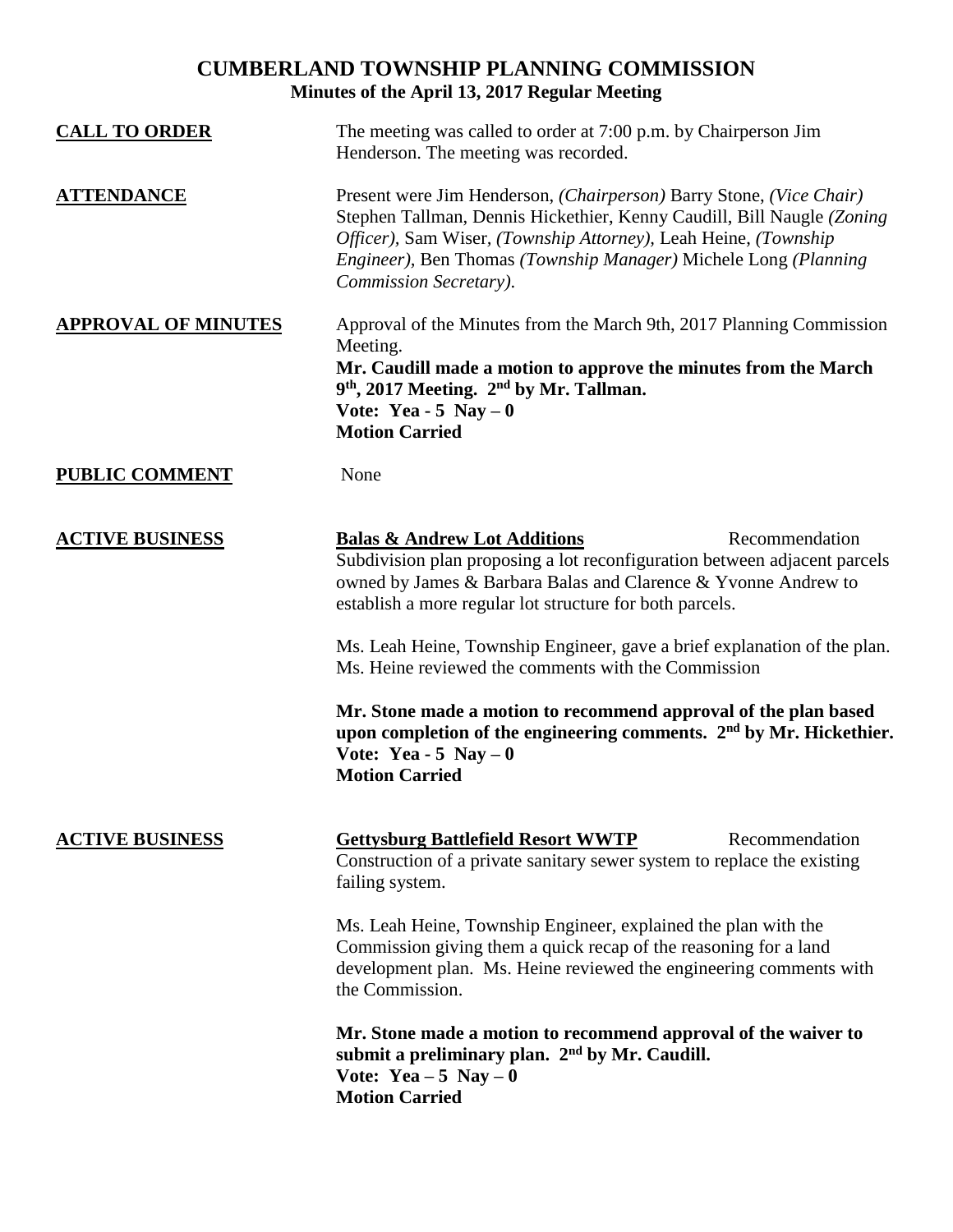# CUMBERLAND TOWNSHIP PLANNING COMMISSION

## Minutes of the April 13, 2017 Regular Meeting

**CALL TO ORDER**

The meeting was called to order at 7:00 p.m. by Chairperson Jim Henderson. The meeting was recorded.

**ATTENDANCE**

Present were Jim Henderson, *(Chairperson)* Barry Stone, *(Vice Chair)* Stephen Tallman, Dennis Hickethier, Kenny Caudill, Bill Naugle *(Zoning Officer)*, Sam Wiser, *(Township Attorney)*, Leah Heine, *(Township Engineer)*, Ben Thomas *(Township Manager)* Michele Long *(Planning Commission Secretary)*.

**APPROVAL OF MINUTES**

Approval of the Minutes from the March 9th, 2017 Planning Commission Meeting.

**Mr. Caudill made a motion to approve the minutes from the March 9th, 2017 Meeting. 2nd by Mr. Tallman.**
**Vote: Yea - 5 Nay – 0**
**Motion Carried**

**PUBLIC COMMENT**

None

**ACTIVE BUSINESS**

**Balas & Andrew Lot Additions** — Recommendation

Subdivision plan proposing a lot reconfiguration between adjacent parcels owned by James & Barbara Balas and Clarence & Yvonne Andrew to establish a more regular lot structure for both parcels.

Ms. Leah Heine, Township Engineer, gave a brief explanation of the plan. Ms. Heine reviewed the comments with the Commission

**Mr. Stone made a motion to recommend approval of the plan based upon completion of the engineering comments. 2nd by Mr. Hickethier.**
**Vote: Yea - 5 Nay – 0**
**Motion Carried**

**ACTIVE BUSINESS**

**Gettysburg Battlefield Resort WWTP** — Recommendation

Construction of a private sanitary sewer system to replace the existing failing system.

Ms. Leah Heine, Township Engineer, explained the plan with the Commission giving them a quick recap of the reasoning for a land development plan. Ms. Heine reviewed the engineering comments with the Commission.

**Mr. Stone made a motion to recommend approval of the waiver to submit a preliminary plan. 2nd by Mr. Caudill.**
**Vote: Yea – 5 Nay – 0**
**Motion Carried**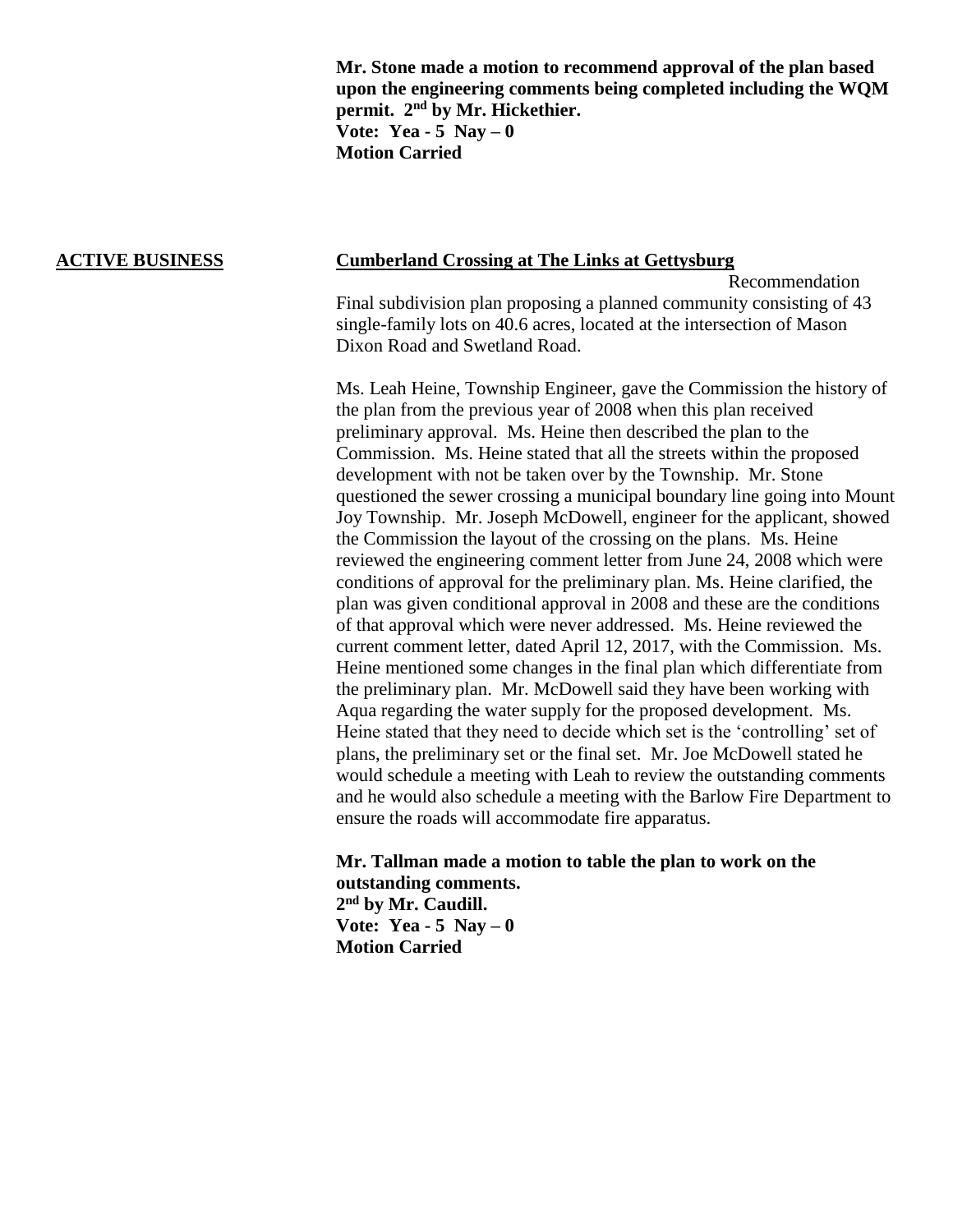**Mr. Stone made a motion to recommend approval of the plan based upon the engineering comments being completed including the WQM permit. 2nd by Mr. Hickethier.**
**Vote: Yea - 5 Nay – 0**
**Motion Carried**

**ACTIVE BUSINESS**

**Cumberland Crossing at The Links at Gettysburg**

Recommendation

Final subdivision plan proposing a planned community consisting of 43 single-family lots on 40.6 acres, located at the intersection of Mason Dixon Road and Swetland Road.

Ms. Leah Heine, Township Engineer, gave the Commission the history of the plan from the previous year of 2008 when this plan received preliminary approval. Ms. Heine then described the plan to the Commission. Ms. Heine stated that all the streets within the proposed development with not be taken over by the Township. Mr. Stone questioned the sewer crossing a municipal boundary line going into Mount Joy Township. Mr. Joseph McDowell, engineer for the applicant, showed the Commission the layout of the crossing on the plans. Ms. Heine reviewed the engineering comment letter from June 24, 2008 which were conditions of approval for the preliminary plan. Ms. Heine clarified, the plan was given conditional approval in 2008 and these are the conditions of that approval which were never addressed. Ms. Heine reviewed the current comment letter, dated April 12, 2017, with the Commission. Ms. Heine mentioned some changes in the final plan which differentiate from the preliminary plan. Mr. McDowell said they have been working with Aqua regarding the water supply for the proposed development. Ms. Heine stated that they need to decide which set is the 'controlling' set of plans, the preliminary set or the final set. Mr. Joe McDowell stated he would schedule a meeting with Leah to review the outstanding comments and he would also schedule a meeting with the Barlow Fire Department to ensure the roads will accommodate fire apparatus.

**Mr. Tallman made a motion to table the plan to work on the outstanding comments.**
**2nd by Mr. Caudill.**
**Vote: Yea - 5 Nay – 0**
**Motion Carried**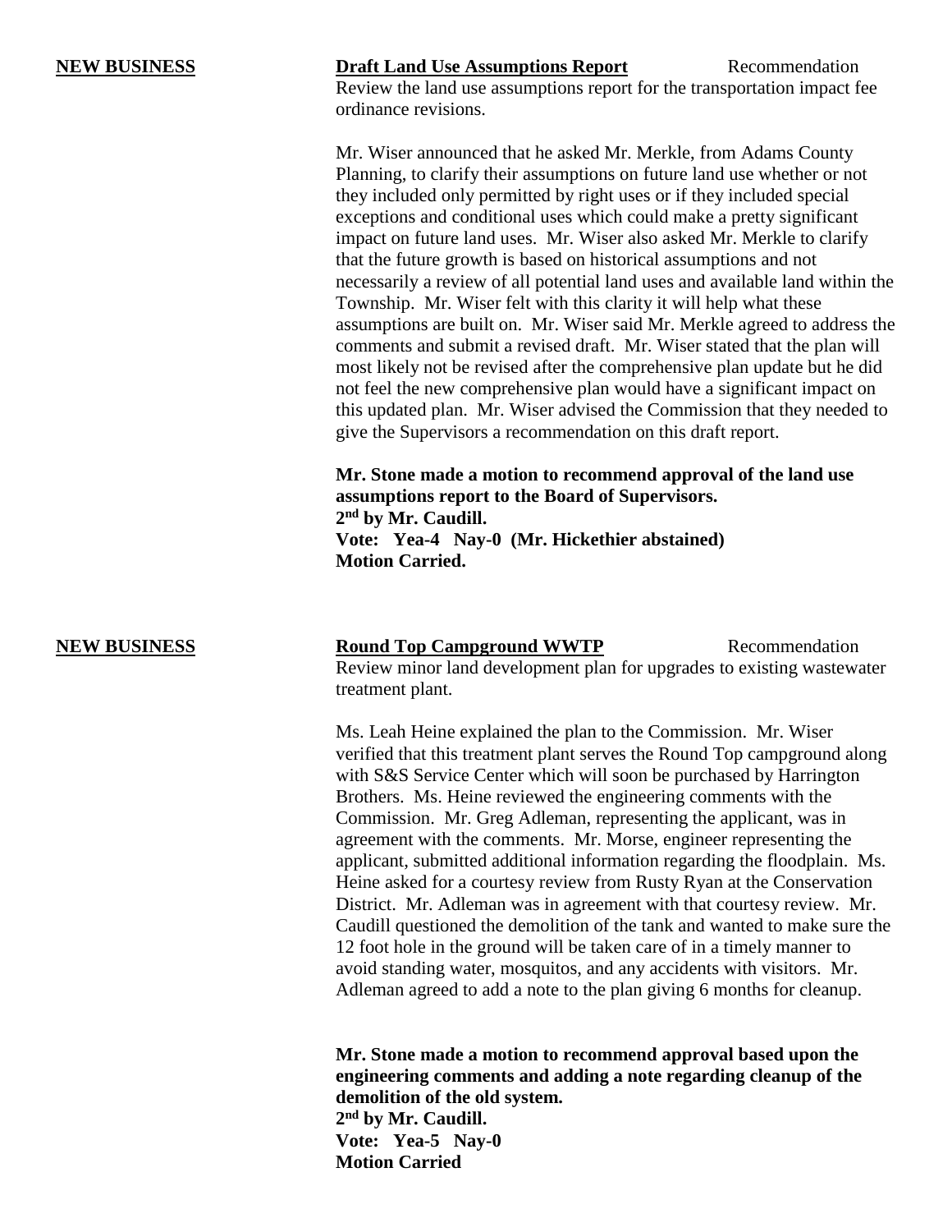**NEW BUSINESS**

**Draft Land Use Assumptions Report** Recommendation

Review the land use assumptions report for the transportation impact fee ordinance revisions.

Mr. Wiser announced that he asked Mr. Merkle, from Adams County Planning, to clarify their assumptions on future land use whether or not they included only permitted by right uses or if they included special exceptions and conditional uses which could make a pretty significant impact on future land uses. Mr. Wiser also asked Mr. Merkle to clarify that the future growth is based on historical assumptions and not necessarily a review of all potential land uses and available land within the Township. Mr. Wiser felt with this clarity it will help what these assumptions are built on. Mr. Wiser said Mr. Merkle agreed to address the comments and submit a revised draft. Mr. Wiser stated that the plan will most likely not be revised after the comprehensive plan update but he did not feel the new comprehensive plan would have a significant impact on this updated plan. Mr. Wiser advised the Commission that they needed to give the Supervisors a recommendation on this draft report.

**Mr. Stone made a motion to recommend approval of the land use assumptions report to the Board of Supervisors.**
**2nd by Mr. Caudill.**
**Vote: Yea-4 Nay-0 (Mr. Hickethier abstained)**
**Motion Carried.**

**NEW BUSINESS**

**Round Top Campground WWTP** Recommendation

Review minor land development plan for upgrades to existing wastewater treatment plant.

Ms. Leah Heine explained the plan to the Commission. Mr. Wiser verified that this treatment plant serves the Round Top campground along with S&S Service Center which will soon be purchased by Harrington Brothers. Ms. Heine reviewed the engineering comments with the Commission. Mr. Greg Adleman, representing the applicant, was in agreement with the comments. Mr. Morse, engineer representing the applicant, submitted additional information regarding the floodplain. Ms. Heine asked for a courtesy review from Rusty Ryan at the Conservation District. Mr. Adleman was in agreement with that courtesy review. Mr. Caudill questioned the demolition of the tank and wanted to make sure the 12 foot hole in the ground will be taken care of in a timely manner to avoid standing water, mosquitos, and any accidents with visitors. Mr. Adleman agreed to add a note to the plan giving 6 months for cleanup.

**Mr. Stone made a motion to recommend approval based upon the engineering comments and adding a note regarding cleanup of the demolition of the old system.**
**2nd by Mr. Caudill.**
**Vote: Yea-5 Nay-0**
**Motion Carried**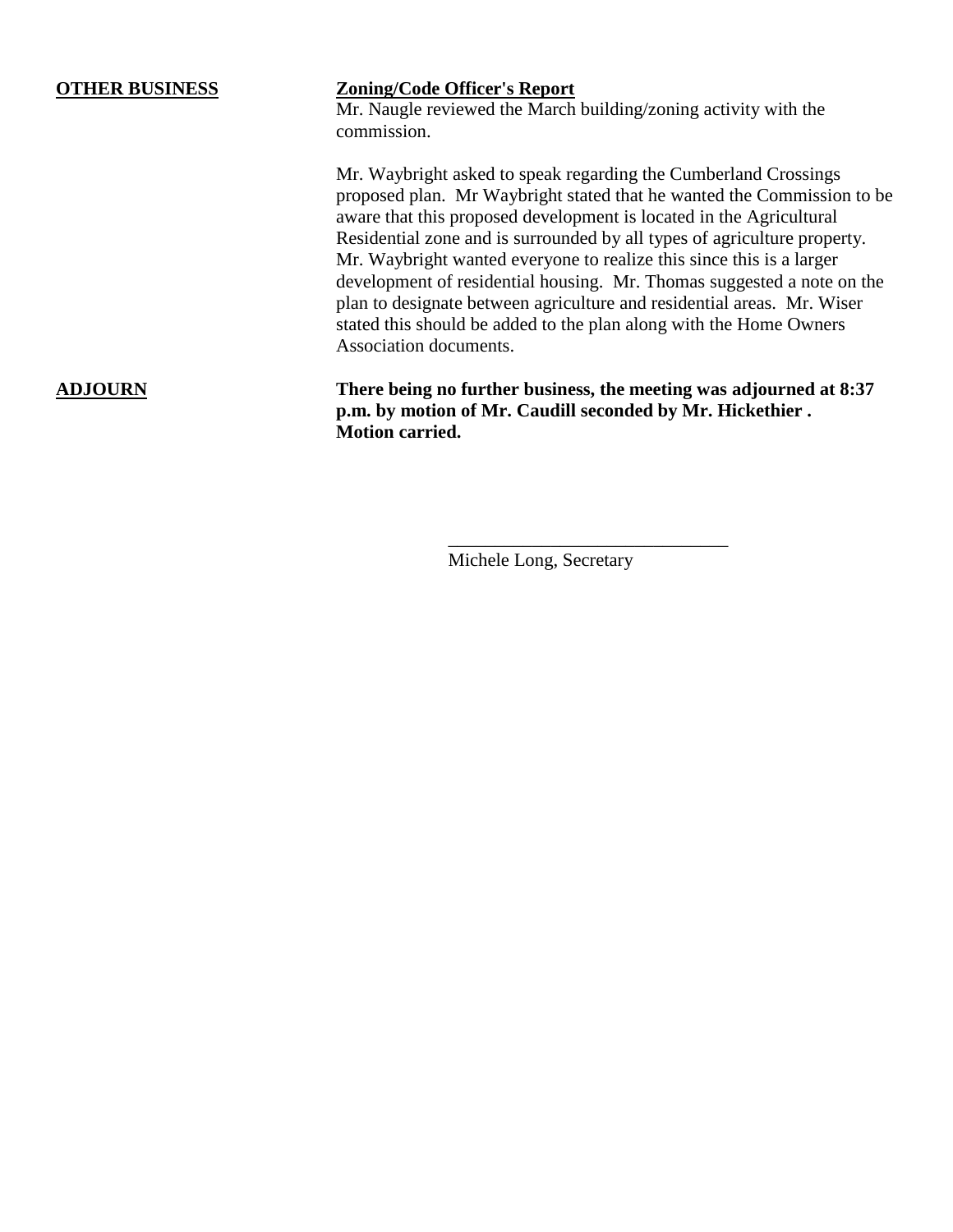**OTHER BUSINESS**

**Zoning/Code Officer's Report**

Mr. Naugle reviewed the March building/zoning activity with the commission.

Mr. Waybright asked to speak regarding the Cumberland Crossings proposed plan. Mr Waybright stated that he wanted the Commission to be aware that this proposed development is located in the Agricultural Residential zone and is surrounded by all types of agriculture property. Mr. Waybright wanted everyone to realize this since this is a larger development of residential housing. Mr. Thomas suggested a note on the plan to designate between agriculture and residential areas. Mr. Wiser stated this should be added to the plan along with the Home Owners Association documents.

**ADJOURN**

**There being no further business, the meeting was adjourned at 8:37 p.m. by motion of Mr. Caudill seconded by Mr. Hickethier . Motion carried.**

______________________________

Michele Long, Secretary